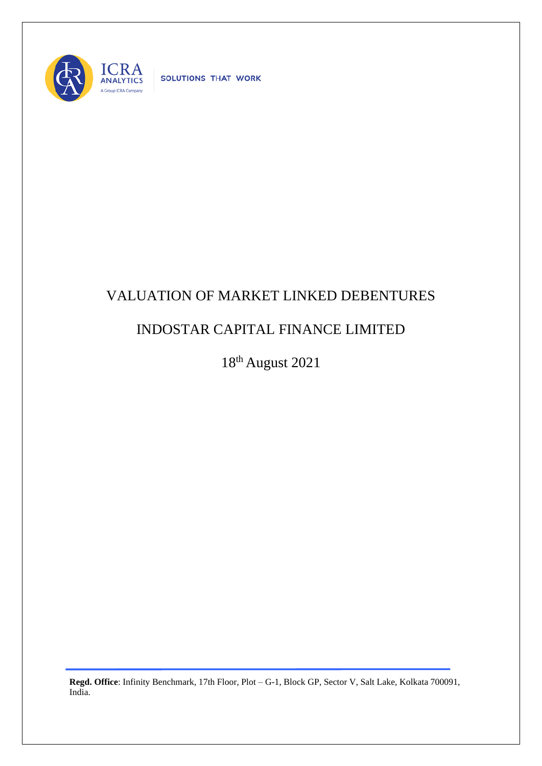ICRA ANALYTICS

A Group ICRA Company

SOLUTIONS THAT WORK

# VALUATION OF MARKET LINKED DEBENTURES

# INDOSTAR CAPITAL FINANCE LIMITED

18th August 2021

**Regd. Office**: Infinity Benchmark, 17th Floor, Plot – G-1, Block GP, Sector V, Salt Lake, Kolkata 700091, India.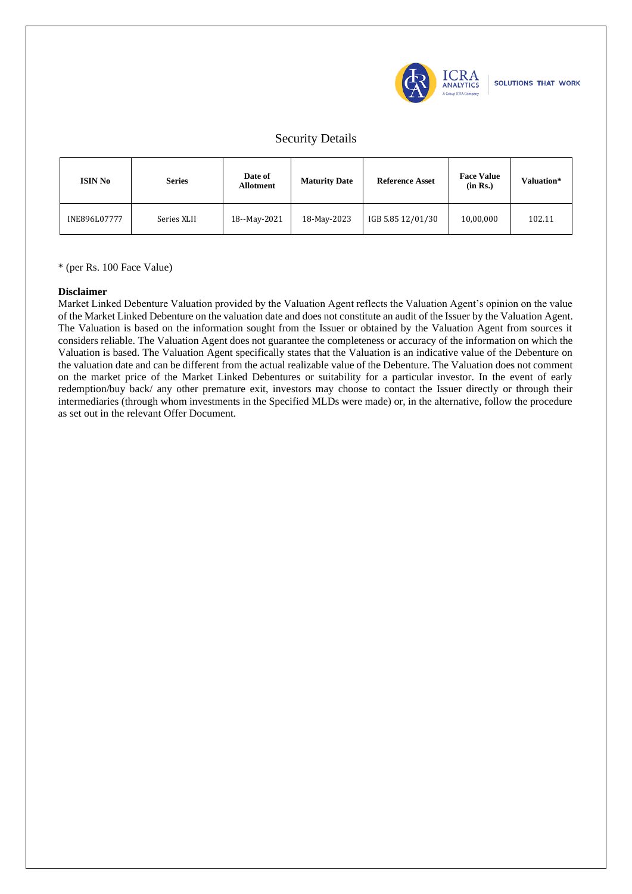## Security Details

| ISIN No | Series | Date of Allotment | Maturity Date | Reference Asset | Face Value (in Rs.) | Valuation* |
|---|---|---|---|---|---|---|
| INE896L07777 | Series XLII | 18--May-2021 | 18-May-2023 | IGB 5.85 12/01/30 | 10,00,000 | 102.11 |

* (per Rs. 100 Face Value)

**Disclaimer**

Market Linked Debenture Valuation provided by the Valuation Agent reflects the Valuation Agent's opinion on the value of the Market Linked Debenture on the valuation date and does not constitute an audit of the Issuer by the Valuation Agent. The Valuation is based on the information sought from the Issuer or obtained by the Valuation Agent from sources it considers reliable. The Valuation Agent does not guarantee the completeness or accuracy of the information on which the Valuation is based. The Valuation Agent specifically states that the Valuation is an indicative value of the Debenture on the valuation date and can be different from the actual realizable value of the Debenture. The Valuation does not comment on the market price of the Market Linked Debentures or suitability for a particular investor. In the event of early redemption/buy back/ any other premature exit, investors may choose to contact the Issuer directly or through their intermediaries (through whom investments in the Specified MLDs were made) or, in the alternative, follow the procedure as set out in the relevant Offer Document.